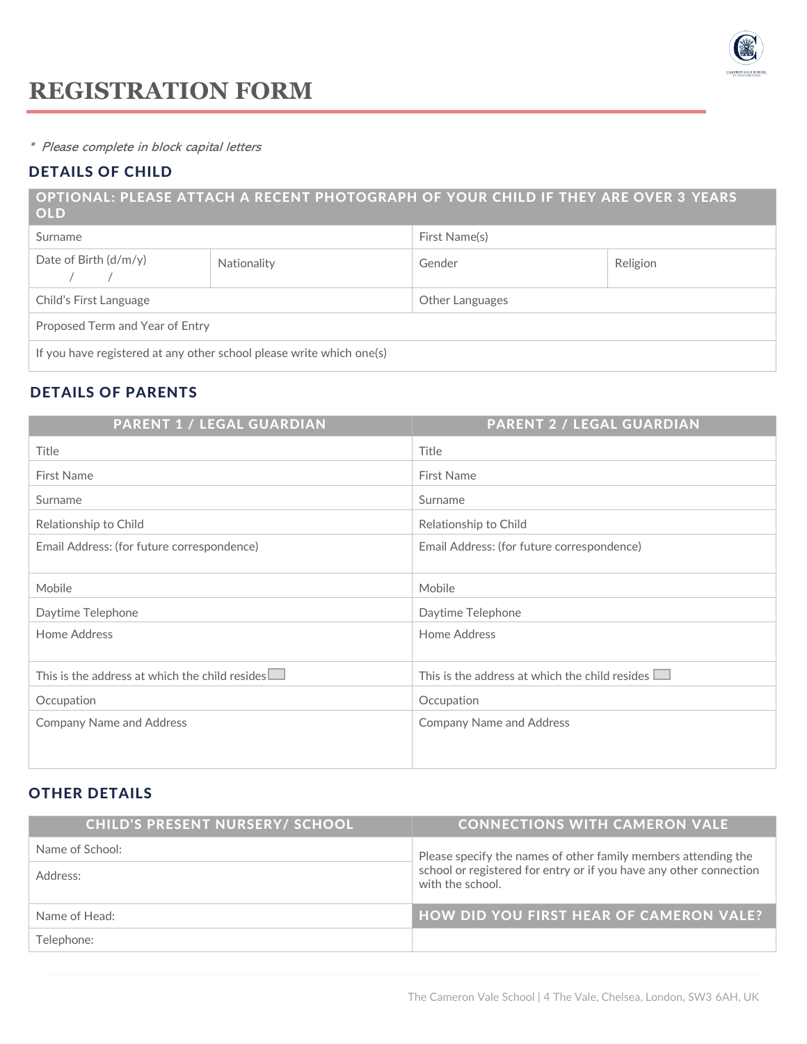# REGISTRATION FORM

*\* Please complete in block capital letters*

## DETAILS OF CHILD

| OPTIONAL: PLEASE ATTACH A RECENT PHOTOGRAPH OF YOUR CHILD IF THEY ARE OVER 3 YEARS OLD | | | |
|---|---|---|---|
| Surname | | First Name(s) | |
| Date of Birth (d/m/y) / / | Nationality | Gender | Religion |
| Child's First Language | | Other Languages | |
| Proposed Term and Year of Entry | | | |
| If you have registered at any other school please write which one(s) | | | |

## DETAILS OF PARENTS

| PARENT 1 / LEGAL GUARDIAN | PARENT 2 / LEGAL GUARDIAN |
|---|---|
| Title | Title |
| First Name | First Name |
| Surname | Surname |
| Relationship to Child | Relationship to Child |
| Email Address: (for future correspondence) | Email Address: (for future correspondence) |
| Mobile | Mobile |
| Daytime Telephone | Daytime Telephone |
| Home Address | Home Address |
| This is the address at which the child resides ☐ | This is the address at which the child resides ☐ |
| Occupation | Occupation |
| Company Name and Address | Company Name and Address |

## OTHER DETAILS

| CHILD'S PRESENT NURSERY/ SCHOOL | CONNECTIONS WITH CAMERON VALE |
|---|---|
| Name of School: | Please specify the names of other family members attending the school or registered for entry or if you have any other connection with the school. |
| Address: | |
| Name of Head: | **HOW DID YOU FIRST HEAR OF CAMERON VALE?** |
| Telephone: | |

The Cameron Vale School | 4 The Vale, Chelsea, London, SW3 6AH, UK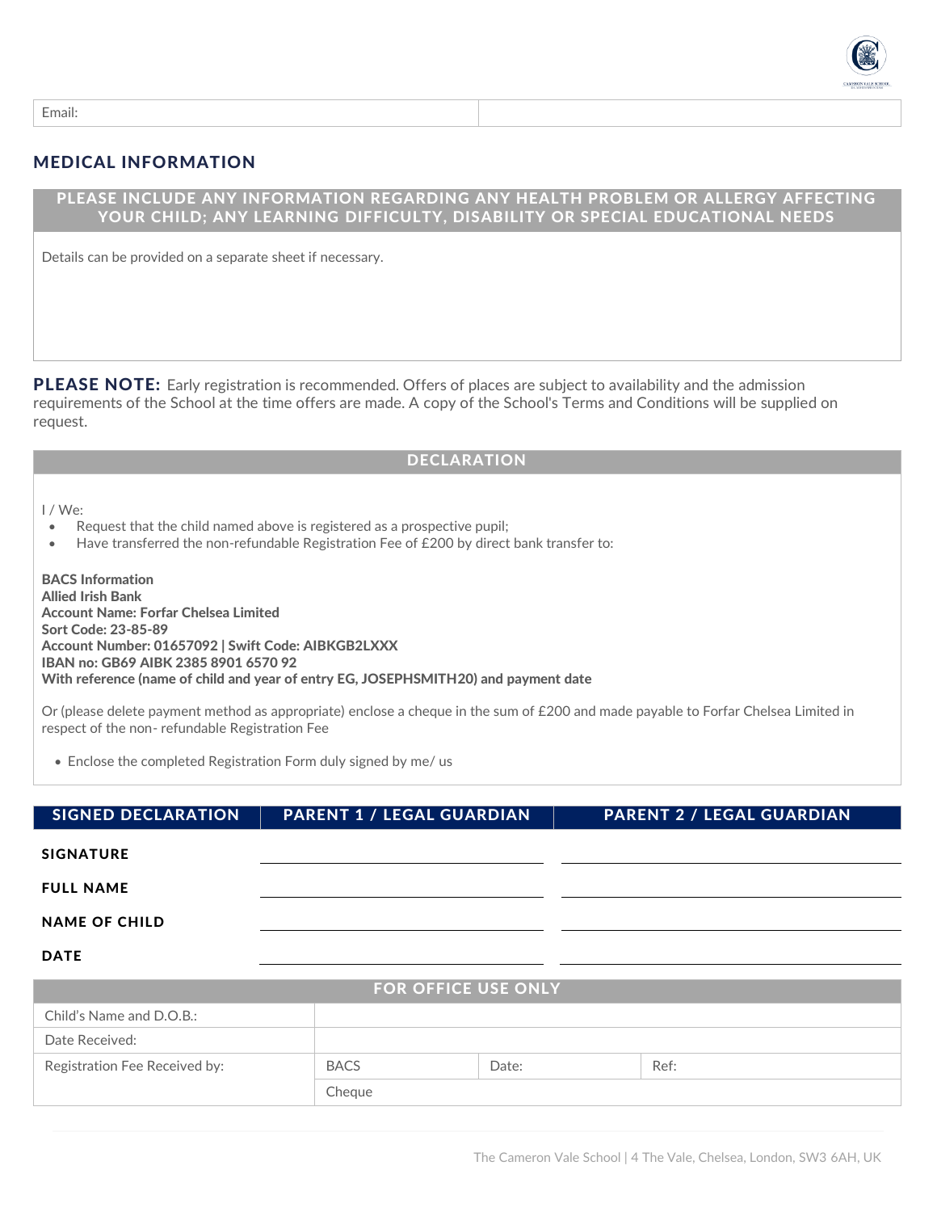| Email: | |
|---|---|

## MEDICAL INFORMATION

| PLEASE INCLUDE ANY INFORMATION REGARDING ANY HEALTH PROBLEM OR ALLERGY AFFECTING YOUR CHILD; ANY LEARNING DIFFICULTY, DISABILITY OR SPECIAL EDUCATIONAL NEEDS |
|---|
| Details can be provided on a separate sheet if necessary. |

**PLEASE NOTE:** Early registration is recommended. Offers of places are subject to availability and the admission requirements of the School at the time offers are made. A copy of the School's Terms and Conditions will be supplied on request.

## DECLARATION

I / We:

- Request that the child named above is registered as a prospective pupil;
- Have transferred the non-refundable Registration Fee of £200 by direct bank transfer to:

**BACS Information**
**Allied Irish Bank**
**Account Name: Forfar Chelsea Limited**
**Sort Code: 23-85-89**
**Account Number: 01657092 | Swift Code: AIBKGB2LXXX**
**IBAN no: GB69 AIBK 2385 8901 6570 92**
**With reference (name of child and year of entry EG, JOSEPHSMITH20) and payment date**

Or (please delete payment method as appropriate) enclose a cheque in the sum of £200 and made payable to Forfar Chelsea Limited in respect of the non- refundable Registration Fee

- Enclose the completed Registration Form duly signed by me/ us

| SIGNED DECLARATION | PARENT 1 / LEGAL GUARDIAN | PARENT 2 / LEGAL GUARDIAN |
|---|---|---|
| **SIGNATURE** | | |
| **FULL NAME** | | |
| **NAME OF CHILD** | | |
| **DATE** | | |

| FOR OFFICE USE ONLY | | | |
|---|---|---|---|
| Child's Name and D.O.B.: | | | |
| Date Received: | | | |
| Registration Fee Received by: | BACS | Date: | Ref: |
| | Cheque | | |

The Cameron Vale School | 4 The Vale, Chelsea, London, SW3 6AH, UK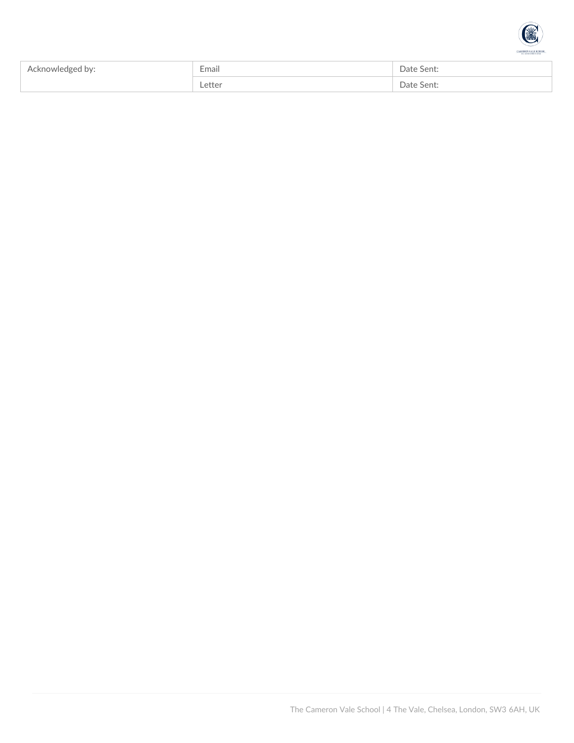| | | |
|---|---|---|
| Acknowledged by: | Email | Date Sent: |
| | Letter | Date Sent: |